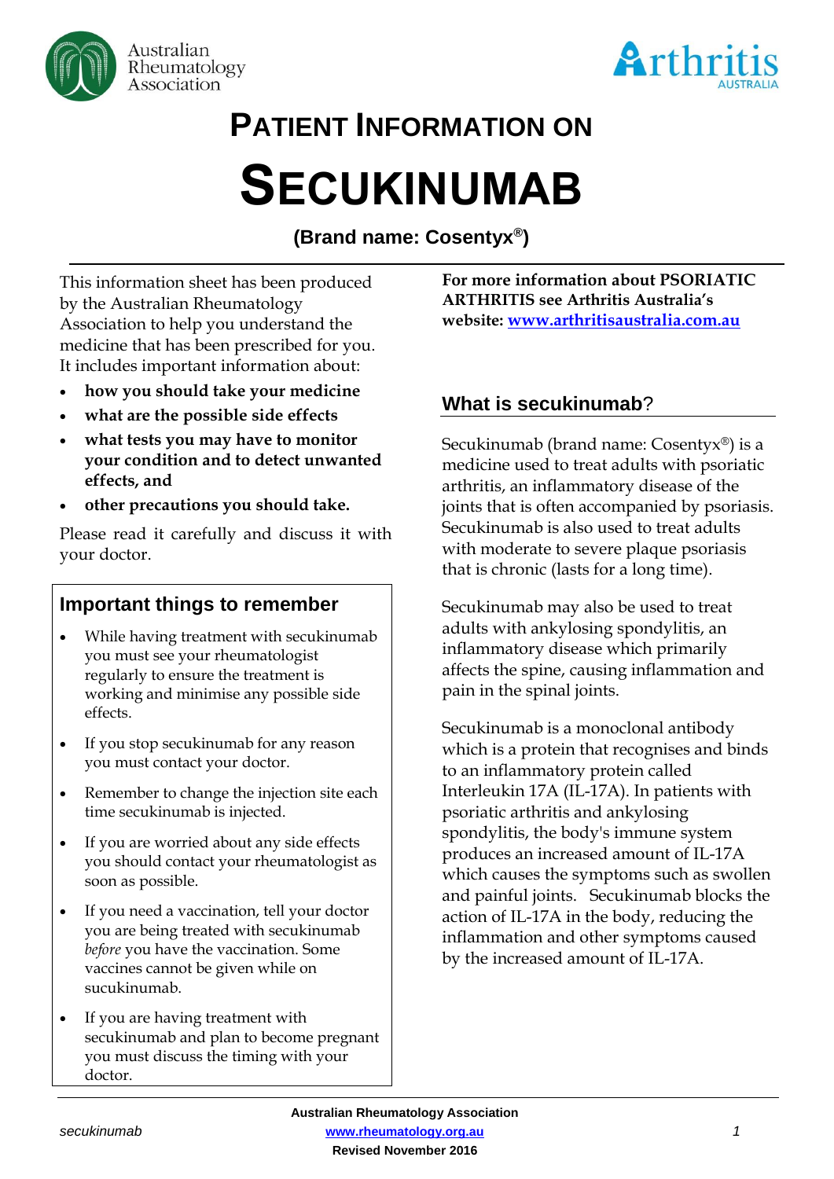Australian Rheumatology Association

Arthritis AUSTRALIA

# PATIENT INFORMATION ON

# SECUKINUMAB

**(Brand name: Cosentyx®)**

This information sheet has been produced by the Australian Rheumatology Association to help you understand the medicine that has been prescribed for you. It includes important information about:

- **how you should take your medicine**
- **what are the possible side effects**
- **what tests you may have to monitor your condition and to detect unwanted effects, and**
- **other precautions you should take.**

Please read it carefully and discuss it with your doctor.

## Important things to remember

- While having treatment with secukinumab you must see your rheumatologist regularly to ensure the treatment is working and minimise any possible side effects.
- If you stop secukinumab for any reason you must contact your doctor.
- Remember to change the injection site each time secukinumab is injected.
- If you are worried about any side effects you should contact your rheumatologist as soon as possible.
- If you need a vaccination, tell your doctor you are being treated with secukinumab *before* you have the vaccination. Some vaccines cannot be given while on sucukinumab.
- If you are having treatment with secukinumab and plan to become pregnant you must discuss the timing with your doctor.

**For more information about PSORIATIC ARTHRITIS see Arthritis Australia's website: [www.arthritisaustralia.com.au](http://www.arthritisaustralia.com.au)**

## What is secukinumab?

Secukinumab (brand name: Cosentyx®) is a medicine used to treat adults with psoriatic arthritis, an inflammatory disease of the joints that is often accompanied by psoriasis. Secukinumab is also used to treat adults with moderate to severe plaque psoriasis that is chronic (lasts for a long time).

Secukinumab may also be used to treat adults with ankylosing spondylitis, an inflammatory disease which primarily affects the spine, causing inflammation and pain in the spinal joints.

Secukinumab is a monoclonal antibody which is a protein that recognises and binds to an inflammatory protein called Interleukin 17A (IL-17A). In patients with psoriatic arthritis and ankylosing spondylitis, the body's immune system produces an increased amount of IL-17A which causes the symptoms such as swollen and painful joints. Secukinumab blocks the action of IL-17A in the body, reducing the inflammation and other symptoms caused by the increased amount of IL-17A.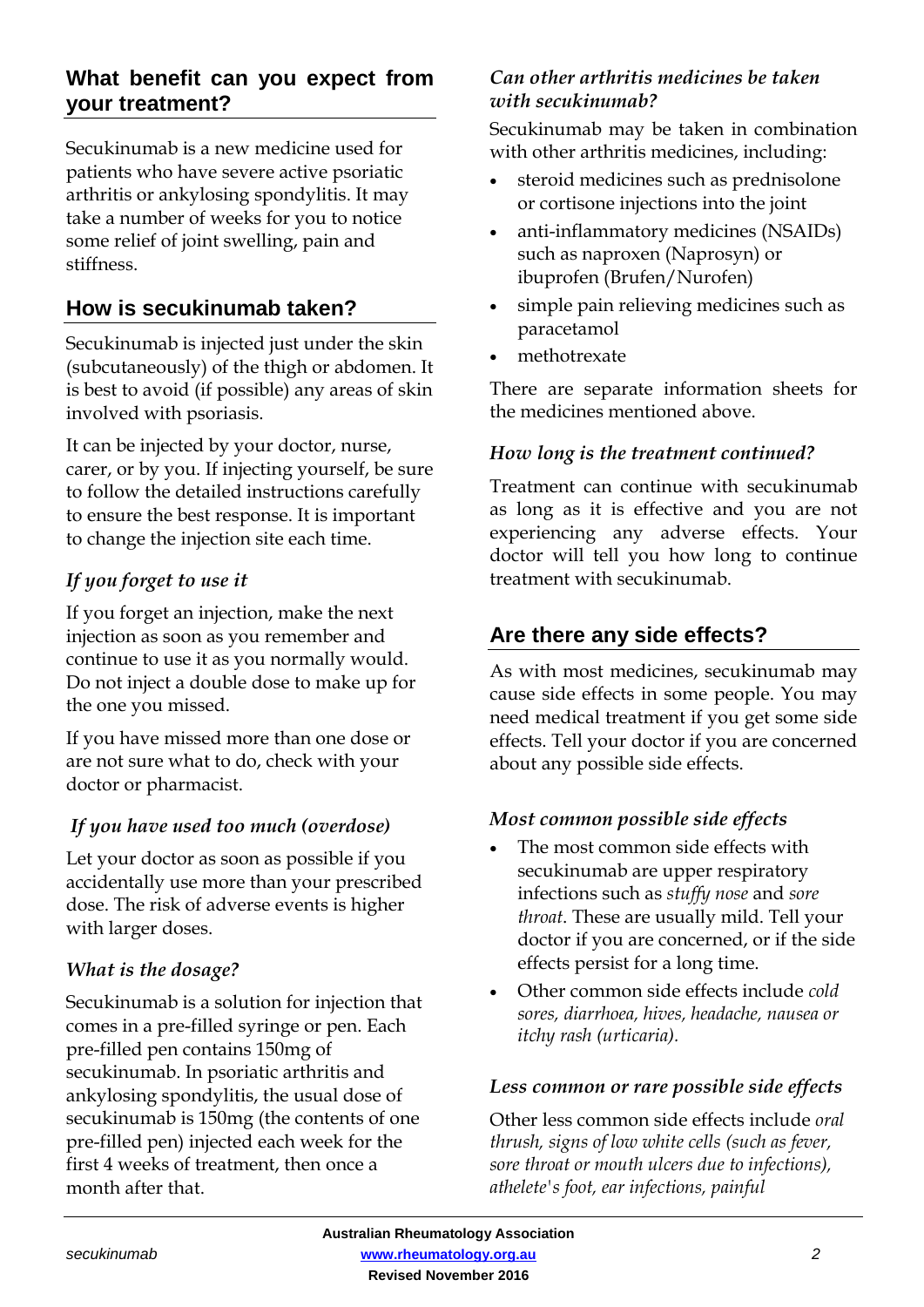## What benefit can you expect from your treatment?

Secukinumab is a new medicine used for patients who have severe active psoriatic arthritis or ankylosing spondylitis. It may take a number of weeks for you to notice some relief of joint swelling, pain and stiffness.

## How is secukinumab taken?

Secukinumab is injected just under the skin (subcutaneously) of the thigh or abdomen. It is best to avoid (if possible) any areas of skin involved with psoriasis.

It can be injected by your doctor, nurse, carer, or by you. If injecting yourself, be sure to follow the detailed instructions carefully to ensure the best response. It is important to change the injection site each time.

### *If you forget to use it*

If you forget an injection, make the next injection as soon as you remember and continue to use it as you normally would. Do not inject a double dose to make up for the one you missed.

If you have missed more than one dose or are not sure what to do, check with your doctor or pharmacist.

### *If you have used too much (overdose)*

Let your doctor as soon as possible if you accidentally use more than your prescribed dose. The risk of adverse events is higher with larger doses.

### *What is the dosage?*

Secukinumab is a solution for injection that comes in a pre-filled syringe or pen. Each pre-filled pen contains 150mg of secukinumab. In psoriatic arthritis and ankylosing spondylitis, the usual dose of secukinumab is 150mg (the contents of one pre-filled pen) injected each week for the first 4 weeks of treatment, then once a month after that.

### *Can other arthritis medicines be taken with secukinumab?*

Secukinumab may be taken in combination with other arthritis medicines, including:

- steroid medicines such as prednisolone or cortisone injections into the joint
- anti-inflammatory medicines (NSAIDs) such as naproxen (Naprosyn) or ibuprofen (Brufen/Nurofen)
- simple pain relieving medicines such as paracetamol
- methotrexate

There are separate information sheets for the medicines mentioned above.

### *How long is the treatment continued?*

Treatment can continue with secukinumab as long as it is effective and you are not experiencing any adverse effects. Your doctor will tell you how long to continue treatment with secukinumab.

## Are there any side effects?

As with most medicines, secukinumab may cause side effects in some people. You may need medical treatment if you get some side effects. Tell your doctor if you are concerned about any possible side effects.

### *Most common possible side effects*

- The most common side effects with secukinumab are upper respiratory infections such as *stuffy nose* and *sore throat*. These are usually mild. Tell your doctor if you are concerned, or if the side effects persist for a long time.
- Other common side effects include *cold sores, diarrhoea, hives, headache, nausea or itchy rash (urticaria).*

### *Less common or rare possible side effects*

Other less common side effects include *oral thrush, signs of low white cells (such as fever, sore throat or mouth ulcers due to infections), athelete's foot, ear infections, painful*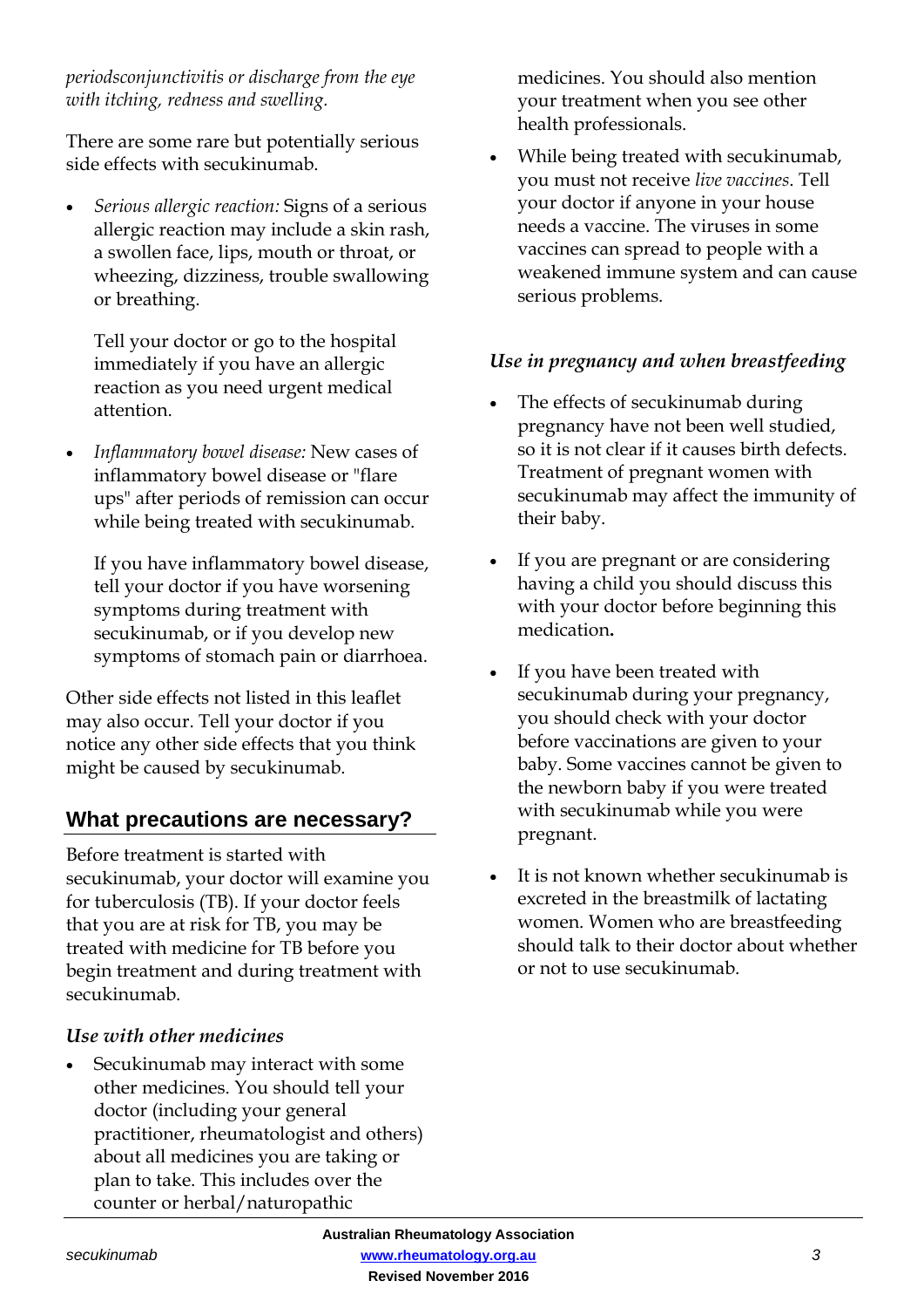*periodsconjunctivitis or discharge from the eye with itching, redness and swelling.*

There are some rare but potentially serious side effects with secukinumab.

- *Serious allergic reaction:* Signs of a serious allergic reaction may include a skin rash, a swollen face, lips, mouth or throat, or wheezing, dizziness, trouble swallowing or breathing.

  Tell your doctor or go to the hospital immediately if you have an allergic reaction as you need urgent medical attention.

- *Inflammatory bowel disease:* New cases of inflammatory bowel disease or "flare ups" after periods of remission can occur while being treated with secukinumab.

  If you have inflammatory bowel disease, tell your doctor if you have worsening symptoms during treatment with secukinumab, or if you develop new symptoms of stomach pain or diarrhoea.

Other side effects not listed in this leaflet may also occur. Tell your doctor if you notice any other side effects that you think might be caused by secukinumab.

## What precautions are necessary?

Before treatment is started with secukinumab, your doctor will examine you for tuberculosis (TB). If your doctor feels that you are at risk for TB, you may be treated with medicine for TB before you begin treatment and during treatment with secukinumab.

### *Use with other medicines*

- Secukinumab may interact with some other medicines. You should tell your doctor (including your general practitioner, rheumatologist and others) about all medicines you are taking or plan to take. This includes over the counter or herbal/naturopathic medicines. You should also mention your treatment when you see other health professionals.
- While being treated with secukinumab, you must not receive *live vaccines*. Tell your doctor if anyone in your house needs a vaccine. The viruses in some vaccines can spread to people with a weakened immune system and can cause serious problems.

### *Use in pregnancy and when breastfeeding*

- The effects of secukinumab during pregnancy have not been well studied, so it is not clear if it causes birth defects. Treatment of pregnant women with secukinumab may affect the immunity of their baby.
- If you are pregnant or are considering having a child you should discuss this with your doctor before beginning this medication**.**
- If you have been treated with secukinumab during your pregnancy, you should check with your doctor before vaccinations are given to your baby. Some vaccines cannot be given to the newborn baby if you were treated with secukinumab while you were pregnant.
- It is not known whether secukinumab is excreted in the breastmilk of lactating women. Women who are breastfeeding should talk to their doctor about whether or not to use secukinumab.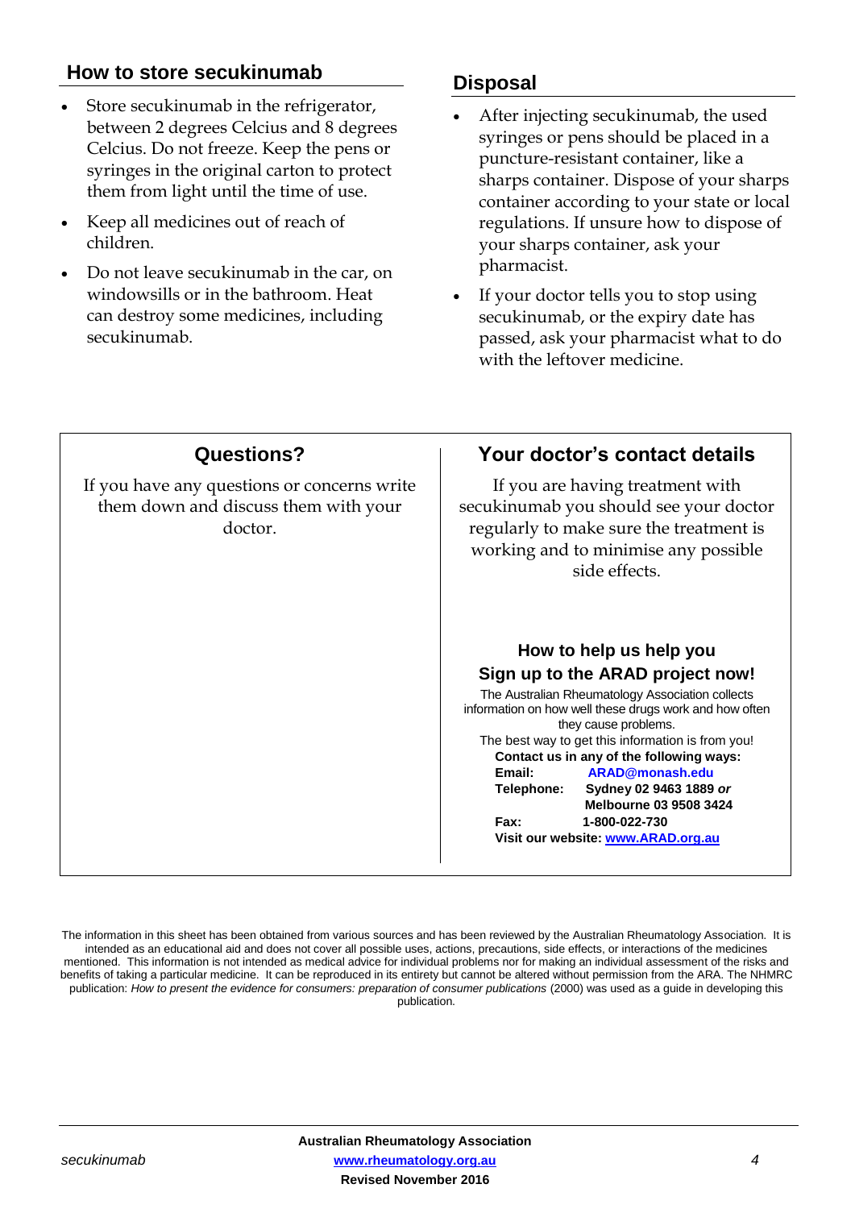## How to store secukinumab

- Store secukinumab in the refrigerator, between 2 degrees Celcius and 8 degrees Celcius. Do not freeze. Keep the pens or syringes in the original carton to protect them from light until the time of use.
- Keep all medicines out of reach of children.
- Do not leave secukinumab in the car, on windowsills or in the bathroom. Heat can destroy some medicines, including secukinumab.

## Disposal

- After injecting secukinumab, the used syringes or pens should be placed in a puncture-resistant container, like a sharps container. Dispose of your sharps container according to your state or local regulations. If unsure how to dispose of your sharps container, ask your pharmacist.
- If your doctor tells you to stop using secukinumab, or the expiry date has passed, ask your pharmacist what to do with the leftover medicine.

## Questions?

If you have any questions or concerns write them down and discuss them with your doctor.

## Your doctor's contact details

If you are having treatment with secukinumab you should see your doctor regularly to make sure the treatment is working and to minimise any possible side effects.

### How to help us help you
### Sign up to the ARAD project now!

The Australian Rheumatology Association collects information on how well these drugs work and how often they cause problems.

The best way to get this information is from you!

**Contact us in any of the following ways:**

**Email:** **ARAD@monash.edu**

**Telephone:** **Sydney 02 9463 1889 *or* Melbourne 03 9508 3424**

**Fax:** **1-800-022-730**

**Visit our website: www.ARAD.org.au**

The information in this sheet has been obtained from various sources and has been reviewed by the Australian Rheumatology Association. It is intended as an educational aid and does not cover all possible uses, actions, precautions, side effects, or interactions of the medicines mentioned. This information is not intended as medical advice for individual problems nor for making an individual assessment of the risks and benefits of taking a particular medicine. It can be reproduced in its entirety but cannot be altered without permission from the ARA. The NHMRC publication: *How to present the evidence for consumers: preparation of consumer publications* (2000) was used as a guide in developing this publication.

**Australian Rheumatology Association**
**www.rheumatology.org.au**
**Revised November 2016**